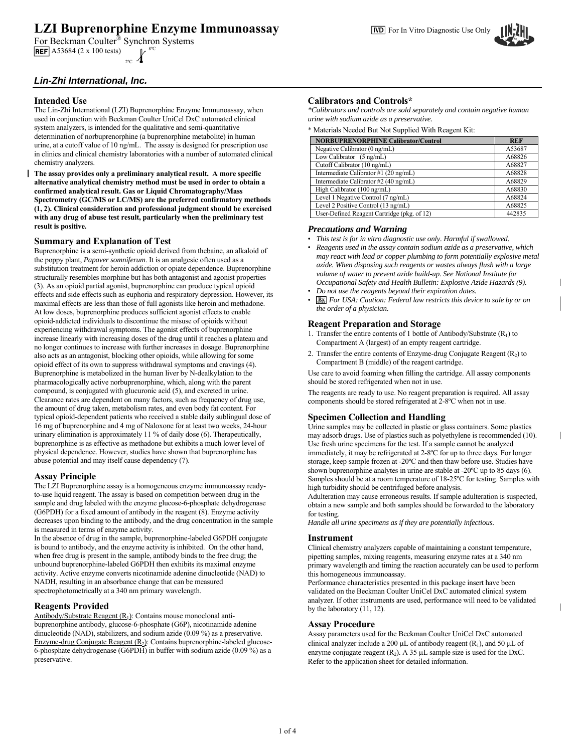# LZI Buprenorphine Enzyme Immunoassay

IVD For In Vitro Diagnostic Use Only

For Beckman Coulter® Synchron Systems

REF A53684 (2 x 100 tests) 2ºC–8ºC

*Lin-Zhi International, Inc.*

## Intended Use

The Lin-Zhi International (LZI) Buprenorphine Enzyme Immunoassay, when used in conjunction with Beckman Coulter UniCel DxC automated clinical system analyzers, is intended for the qualitative and semi-quantitative determination of norbuprenorphine (a buprenorphine metabolite) in human urine, at a cutoff value of 10 ng/mL. The assay is designed for prescription use in clinics and clinical chemistry laboratories with a number of automated clinical chemistry analyzers.

**The assay provides only a preliminary analytical result. A more specific alternative analytical chemistry method must be used in order to obtain a confirmed analytical result. Gas or Liquid Chromatography/Mass Spectrometry (GC/MS or LC/MS) are the preferred confirmatory methods (1, 2). Clinical consideration and professional judgment should be exercised with any drug of abuse test result, particularly when the preliminary test result is positive.**

## Summary and Explanation of Test

Buprenorphine is a semi-synthetic opioid derived from thebaine, an alkaloid of the poppy plant, *Papaver somniferum*. It is an analgesic often used as a substitution treatment for heroin addiction or opiate dependence. Buprenorphine structurally resembles morphine but has both antagonist and agonist properties (3). As an opioid partial agonist, buprenorphine can produce typical opioid effects and side effects such as euphoria and respiratory depression. However, its maximal effects are less than those of full agonists like heroin and methadone. At low doses, buprenorphine produces sufficient agonist effects to enable opioid-addicted individuals to discontinue the misuse of opioids without experiencing withdrawal symptoms. The agonist effects of buprenorphine increase linearly with increasing doses of the drug until it reaches a plateau and no longer continues to increase with further increases in dosage. Buprenorphine also acts as an antagonist, blocking other opioids, while allowing for some opioid effect of its own to suppress withdrawal symptoms and cravings (4). Buprenorphine is metabolized in the human liver by N-dealkylation to the pharmacologically active norbuprenorphine, which, along with the parent compound, is conjugated with glucuronic acid (5), and excreted in urine. Clearance rates are dependent on many factors, such as frequency of drug use, the amount of drug taken, metabolism rates, and even body fat content. For typical opioid-dependent patients who received a stable daily sublingual dose of 16 mg of buprenorphine and 4 mg of Naloxone for at least two weeks, 24-hour urinary elimination is approximately 11 % of daily dose (6). Therapeutically, buprenorphine is as effective as methadone but exhibits a much lower level of physical dependence. However, studies have shown that buprenorphine has abuse potential and may itself cause dependency (7).

## Assay Principle

The LZI Buprenorphine assay is a homogeneous enzyme immunoassay ready-to-use liquid reagent. The assay is based on competition between drug in the sample and drug labeled with the enzyme glucose-6-phosphate dehydrogenase (G6PDH) for a fixed amount of antibody in the reagent (8). Enzyme activity decreases upon binding to the antibody, and the drug concentration in the sample is measured in terms of enzyme activity.

In the absence of drug in the sample, buprenorphine-labeled G6PDH conjugate is bound to antibody, and the enzyme activity is inhibited. On the other hand, when free drug is present in the sample, antibody binds to the free drug; the unbound buprenorphine-labeled G6PDH then exhibits its maximal enzyme activity. Active enzyme converts nicotinamide adenine dinucleotide (NAD) to NADH, resulting in an absorbance change that can be measured spectrophotometrically at a 340 nm primary wavelength.

## Reagents Provided

Antibody/Substrate Reagent ($R_1$): Contains mouse monoclonal anti-buprenorphine antibody, glucose-6-phosphate (G6P), nicotinamide adenine dinucleotide (NAD), stabilizers, and sodium azide (0.09 %) as a preservative.
Enzyme-drug Conjugate Reagent ($R_2$): Contains buprenorphine-labeled glucose-6-phosphate dehydrogenase (G6PDH) in buffer with sodium azide (0.09 %) as a preservative.

## Calibrators and Controls*

*\*Calibrators and controls are sold separately and contain negative human urine with sodium azide as a preservative.*

\* Materials Needed But Not Supplied With Reagent Kit:

| NORBUPRENORPHINE Calibrator/Control | REF |
|---|---|
| Negative Calibrator (0 ng/mL) | A53687 |
| Low Calibrator (5 ng/mL) | A68826 |
| Cutoff Calibrator (10 ng/mL) | A68827 |
| Intermediate Calibrator #1 (20 ng/mL) | A68828 |
| Intermediate Calibrator #2 (40 ng/mL) | A68829 |
| High Calibrator (100 ng/mL) | A68830 |
| Level 1 Negative Control (7 ng/mL) | A68824 |
| Level 2 Positive Control (13 ng/mL) | A68825 |
| User-Defined Reagent Cartridge (pkg. of 12) | 442835 |

### *Precautions and Warning*

- *This test is for in vitro diagnostic use only. Harmful if swallowed.*
- *Reagents used in the assay contain sodium azide as a preservative, which may react with lead or copper plumbing to form potentially explosive metal azide. When disposing such reagents or wastes always flush with a large volume of water to prevent azide build-up. See National Institute for Occupational Safety and Health Bulletin: Explosive Azide Hazards (9).*
- *Do not use the reagents beyond their expiration dates.*
- *Rx For USA: Caution: Federal law restricts this device to sale by or on the order of a physician.*

## Reagent Preparation and Storage

1. Transfer the entire contents of 1 bottle of Antibody/Substrate ($R_1$) to Compartment A (largest) of an empty reagent cartridge.
2. Transfer the entire contents of Enzyme-drug Conjugate Reagent ($R_2$) to Compartment B (middle) of the reagent cartridge.

Use care to avoid foaming when filling the cartridge. All assay components should be stored refrigerated when not in use.

The reagents are ready to use. No reagent preparation is required. All assay components should be stored refrigerated at 2-8ºC when not in use.

## Specimen Collection and Handling

Urine samples may be collected in plastic or glass containers. Some plastics may adsorb drugs. Use of plastics such as polyethylene is recommended (10). Use fresh urine specimens for the test. If a sample cannot be analyzed immediately, it may be refrigerated at 2-8ºC for up to three days. For longer storage, keep sample frozen at -20ºC and then thaw before use. Studies have shown buprenorphine analytes in urine are stable at -20ºC up to 85 days (6). Samples should be at a room temperature of 18-25ºC for testing. Samples with high turbidity should be centrifuged before analysis.

Adulteration may cause erroneous results. If sample adulteration is suspected, obtain a new sample and both samples should be forwarded to the laboratory for testing.

*Handle all urine specimens as if they are potentially infectious.*

## Instrument

Clinical chemistry analyzers capable of maintaining a constant temperature, pipetting samples, mixing reagents, measuring enzyme rates at a 340 nm primary wavelength and timing the reaction accurately can be used to perform this homogeneous immunoassay.

Performance characteristics presented in this package insert have been validated on the Beckman Coulter UniCel DxC automated clinical system analyzer. If other instruments are used, performance will need to be validated by the laboratory (11, 12).

## Assay Procedure

Assay parameters used for the Beckman Coulter UniCel DxC automated clinical analyzer include a 200 μL of antibody reagent ($R_1$), and 50 μL of enzyme conjugate reagent ($R_2$). A 35 μL sample size is used for the DxC. Refer to the application sheet for detailed information.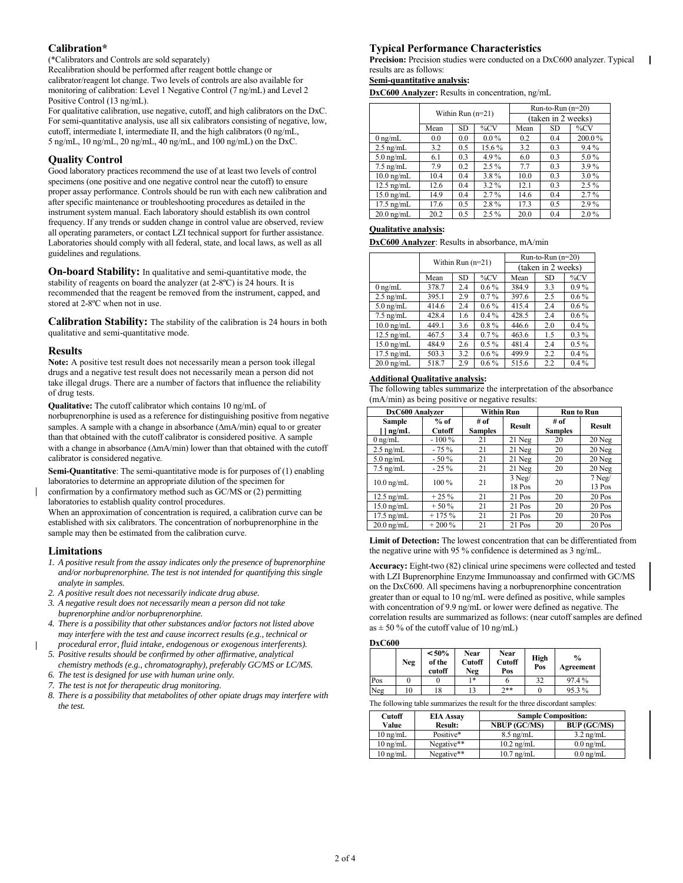## Calibration*

(*Calibrators and Controls are sold separately)

Recalibration should be performed after reagent bottle change or calibrator/reagent lot change. Two levels of controls are also available for monitoring of calibration: Level 1 Negative Control (7 ng/mL) and Level 2 Positive Control (13 ng/mL).

For qualitative calibration, use negative, cutoff, and high calibrators on the DxC. For semi-quantitative analysis, use all six calibrators consisting of negative, low, cutoff, intermediate I, intermediate II, and the high calibrators (0 ng/mL, 5 ng/mL, 10 ng/mL, 20 ng/mL, 40 ng/mL, and 100 ng/mL) on the DxC.

## Quality Control

Good laboratory practices recommend the use of at least two levels of control specimens (one positive and one negative control near the cutoff) to ensure proper assay performance. Controls should be run with each new calibration and after specific maintenance or troubleshooting procedures as detailed in the instrument system manual. Each laboratory should establish its own control frequency. If any trends or sudden change in control value are observed, review all operating parameters, or contact LZI technical support for further assistance. Laboratories should comply with all federal, state, and local laws, as well as all guidelines and regulations.

**On-board Stability:** In qualitative and semi-quantitative mode, the stability of reagents on board the analyzer (at 2-8ºC) is 24 hours. It is recommended that the reagent be removed from the instrument, capped, and stored at 2-8ºC when not in use.

**Calibration Stability:** The stability of the calibration is 24 hours in both qualitative and semi-quantitative mode.

## Results

**Note:** A positive test result does not necessarily mean a person took illegal drugs and a negative test result does not necessarily mean a person did not take illegal drugs. There are a number of factors that influence the reliability of drug tests.

**Qualitative:** The cutoff calibrator which contains 10 ng/mL of norbuprenorphine is used as a reference for distinguishing positive from negative samples. A sample with a change in absorbance (ΔmA/min) equal to or greater than that obtained with the cutoff calibrator is considered positive. A sample with a change in absorbance (ΔmA/min) lower than that obtained with the cutoff calibrator is considered negative.

**Semi-Quantitative**: The semi-quantitative mode is for purposes of (1) enabling laboratories to determine an appropriate dilution of the specimen for confirmation by a confirmatory method such as GC/MS or (2) permitting laboratories to establish quality control procedures.

When an approximation of concentration is required, a calibration curve can be established with six calibrators. The concentration of norbuprenorphine in the sample may then be estimated from the calibration curve.

## Limitations

1. *A positive result from the assay indicates only the presence of buprenorphine and/or norbuprenorphine. The test is not intended for quantifying this single analyte in samples.*
2. *A positive result does not necessarily indicate drug abuse.*
3. *A negative result does not necessarily mean a person did not take buprenorphine and/or norbuprenorphine.*
4. *There is a possibility that other substances and/or factors not listed above may interfere with the test and cause incorrect results (e.g., technical or procedural error, fluid intake, endogenous or exogenous interferents).*
5. *Positive results should be confirmed by other affirmative, analytical chemistry methods (e.g., chromatography), preferably GC/MS or LC/MS.*
6. *The test is designed for use with human urine only.*
7. *The test is not for therapeutic drug monitoring.*
8. *There is a possibility that metabolites of other opiate drugs may interfere with the test.*

## Typical Performance Characteristics

**Precision:** Precision studies were conducted on a DxC600 analyzer. Typical results are as follows:

**Semi-quantitative analysis:**

**DxC600 Analyzer:** Results in concentration, ng/mL

| | Within Run (n=21) | | | Run-to-Run (n=20) (taken in 2 weeks) | | |
|---|---|---|---|---|---|---|
| | Mean | SD | %CV | Mean | SD | %CV |
| 0 ng/mL | 0.0 | 0.0 | 0.0 % | 0.2 | 0.4 | 200.0 % |
| 2.5 ng/mL | 3.2 | 0.5 | 15.6 % | 3.2 | 0.3 | 9.4 % |
| 5.0 ng/mL | 6.1 | 0.3 | 4.9 % | 6.0 | 0.3 | 5.0 % |
| 7.5 ng/mL | 7.9 | 0.2 | 2.5 % | 7.7 | 0.3 | 3.9 % |
| 10.0 ng/mL | 10.4 | 0.4 | 3.8 % | 10.0 | 0.3 | 3.0 % |
| 12.5 ng/mL | 12.6 | 0.4 | 3.2 % | 12.1 | 0.3 | 2.5 % |
| 15.0 ng/mL | 14.9 | 0.4 | 2.7 % | 14.6 | 0.4 | 2.7 % |
| 17.5 ng/mL | 17.6 | 0.5 | 2.8 % | 17.3 | 0.5 | 2.9 % |
| 20.0 ng/mL | 20.2 | 0.5 | 2.5 % | 20.0 | 0.4 | 2.0 % |

**Qualitative analysis:**

**DxC600 Analyzer**: Results in absorbance, mA/min

| | Within Run (n=21) | | | Run-to-Run (n=20) (taken in 2 weeks) | | |
|---|---|---|---|---|---|---|
| | Mean | SD | %CV | Mean | SD | %CV |
| 0 ng/mL | 378.7 | 2.4 | 0.6 % | 384.9 | 3.3 | 0.9 % |
| 2.5 ng/mL | 395.1 | 2.9 | 0.7 % | 397.6 | 2.5 | 0.6 % |
| 5.0 ng/mL | 414.6 | 2.4 | 0.6 % | 415.4 | 2.4 | 0.6 % |
| 7.5 ng/mL | 428.4 | 1.6 | 0.4 % | 428.5 | 2.4 | 0.6 % |
| 10.0 ng/mL | 449.1 | 3.6 | 0.8 % | 446.6 | 2.0 | 0.4 % |
| 12.5 ng/mL | 467.5 | 3.4 | 0.7 % | 463.6 | 1.5 | 0.3 % |
| 15.0 ng/mL | 484.9 | 2.6 | 0.5 % | 481.4 | 2.4 | 0.5 % |
| 17.5 ng/mL | 503.3 | 3.2 | 0.6 % | 499.9 | 2.2 | 0.4 % |
| 20.0 ng/mL | 518.7 | 2.9 | 0.6 % | 515.6 | 2.2 | 0.4 % |

**Additional Qualitative analysis:**

The following tables summarize the interpretation of the absorbance (mA/min) as being positive or negative results:

| DxC600 Analyzer | | Within Run | | Run to Run | |
|---|---|---|---|---|---|
| Sample [ ] ng/mL | % of Cutoff | # of Samples | Result | # of Samples | Result |
| 0 ng/mL | - 100 % | 21 | 21 Neg | 20 | 20 Neg |
| 2.5 ng/mL | - 75 % | 21 | 21 Neg | 20 | 20 Neg |
| 5.0 ng/mL | - 50 % | 21 | 21 Neg | 20 | 20 Neg |
| 7.5 ng/mL | - 25 % | 21 | 21 Neg | 20 | 20 Neg |
| 10.0 ng/mL | 100 % | 21 | 3 Neg/ 18 Pos | 20 | 7 Neg/ 13 Pos |
| 12.5 ng/mL | + 25 % | 21 | 21 Pos | 20 | 20 Pos |
| 15.0 ng/mL | + 50 % | 21 | 21 Pos | 20 | 20 Pos |
| 17.5 ng/mL | + 175 % | 21 | 21 Pos | 20 | 20 Pos |
| 20.0 ng/mL | + 200 % | 21 | 21 Pos | 20 | 20 Pos |

**Limit of Detection:** The lowest concentration that can be differentiated from the negative urine with 95 % confidence is determined as 3 ng/mL.

**Accuracy:** Eight-two (82) clinical urine specimens were collected and tested with LZI Buprenorphine Enzyme Immunoassay and confirmed with GC/MS on the DxC600. All specimens having a norbuprenorphine concentration greater than or equal to 10 ng/mL were defined as positive, while samples with concentration of 9.9 ng/mL or lower were defined as negative. The correlation results are summarized as follows: (near cutoff samples are defined as ± 50 % of the cutoff value of 10 ng/mL)

**DxC600**

| | Neg | < 50% of the cutoff | Near Cutoff Neg | Near Cutoff Pos | High Pos | % Agreement |
|---|---|---|---|---|---|---|
| Pos | 0 | 0 | 1* | 6 | 32 | 97.4 % |
| Neg | 10 | 18 | 13 | 2** | 0 | 95.3 % |

The following table summarizes the result for the three discordant samples:

| Cutoff Value | EIA Assay Result: | Sample Composition: | |
|---|---|---|---|
| | | NBUP (GC/MS) | BUP (GC/MS) |
| 10 ng/mL | Positive* | 8.5 ng/mL | 3.2 ng/mL |
| 10 ng/mL | Negative** | 10.2 ng/mL | 0.0 ng/mL |
| 10 ng/mL | Negative** | 10.7 ng/mL | 0.0 ng/mL |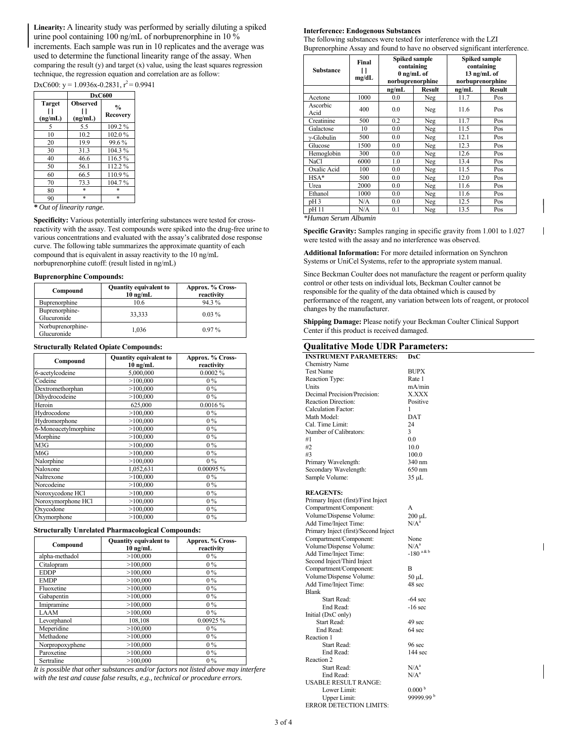**Linearity:** A linearity study was performed by serially diluting a spiked urine pool containing 100 ng/mL of norbuprenorphine in 10 % increments. Each sample was run in 10 replicates and the average was used to determine the functional linearity range of the assay. When comparing the result (y) and target (x) value, using the least squares regression technique, the regression equation and correlation are as follow:

DxC600: $y = 1.0936x - 0.2831$, $r^2 = 0.9941$

| | DxC600 | |
|---|---|---|
| Target [ ] (ng/mL) | Observed [ ] (ng/mL) | % Recovery |
| 5 | 5.5 | 109.2 % |
| 10 | 10.2 | 102.0 % |
| 20 | 19.9 | 99.6 % |
| 30 | 31.3 | 104.3 % |
| 40 | 46.6 | 116.5 % |
| 50 | 56.1 | 112.2 % |
| 60 | 66.5 | 110.9 % |
| 70 | 73.3 | 104.7 % |
| 80 | * | * |
| 90 | * | * |

*\* Out of linearity range.*

**Specificity:** Various potentially interfering substances were tested for cross-reactivity with the assay. Test compounds were spiked into the drug-free urine to various concentrations and evaluated with the assay's calibrated dose response curve. The following table summarizes the approximate quantity of each compound that is equivalent in assay reactivity to the 10 ng/mL norbuprenorphine cutoff: (result listed in ng/mL)

**Buprenorphine Compounds:**

| Compound | Quantity equivalent to 10 ng/mL | Approx. % Cross-reactivity |
|---|---|---|
| Buprenorphine | 10.6 | 94.3 % |
| Buprenorphine-Glucuronide | 33,333 | 0.03 % |
| Norbuprenorphine-Glucuronide | 1,036 | 0.97 % |

**Structurally Related Opiate Compounds:**

| Compound | Quantity equivalent to 10 ng/mL | Approx. % Cross-reactivity |
|---|---|---|
| 6-acetylcodeine | 5,000,000 | 0.0002 % |
| Codeine | >100,000 | 0 % |
| Dextromethorphan | >100,000 | 0 % |
| Dihydrocodeine | >100,000 | 0 % |
| Heroin | 625,000 | 0.0016 % |
| Hydrocodone | >100,000 | 0 % |
| Hydromorphone | >100,000 | 0 % |
| 6-Monoacetylmorphine | >100,000 | 0 % |
| Morphine | >100,000 | 0 % |
| M3G | >100,000 | 0 % |
| M6G | >100,000 | 0 % |
| Nalorphine | >100,000 | 0 % |
| Naloxone | 1,052,631 | 0.00095 % |
| Naltrexone | >100,000 | 0 % |
| Norcodeine | >100,000 | 0 % |
| Noroxycodone HCl | >100,000 | 0 % |
| Noroxymorphone HCl | >100,000 | 0 % |
| Oxycodone | >100,000 | 0 % |
| Oxymorphone | >100,000 | 0 % |

**Structurally Unrelated Pharmacological Compounds:**

| Compound | Quantity equivalent to 10 ng/mL | Approx. % Cross-reactivity |
|---|---|---|
| alpha-methadol | >100,000 | 0 % |
| Citalopram | >100,000 | 0 % |
| EDDP | >100,000 | 0 % |
| EMDP | >100,000 | 0 % |
| Fluoxetine | >100,000 | 0 % |
| Gabapentin | >100,000 | 0 % |
| Imipramine | >100,000 | 0 % |
| LAAM | >100,000 | 0 % |
| Levorphanol | 108,108 | 0.00925 % |
| Meperidine | >100,000 | 0 % |
| Methadone | >100,000 | 0 % |
| Norpropoxyphene | >100,000 | 0 % |
| Paroxetine | >100,000 | 0 % |
| Sertraline | >100,000 | 0 % |

*It is possible that other substances and/or factors not listed above may interfere with the test and cause false results, e.g., technical or procedure errors.*

**Interference: Endogenous Substances**

The following substances were tested for interference with the LZI Buprenorphine Assay and found to have no observed significant interference.

| Substance | Final [ ] mg/dL | Spiked sample containing 0 ng/mL of norbuprenorphine | | Spiked sample containing 13 ng/mL of norbuprenorphine | |
|---|---|---|---|---|---|
| | | ng/mL | Result | ng/mL | Result |
| Acetone | 1000 | 0.0 | Neg | 11.7 | Pos |
| Ascorbic Acid | 400 | 0.0 | Neg | 11.6 | Pos |
| Creatinine | 500 | 0.2 | Neg | 11.7 | Pos |
| Galactose | 10 | 0.0 | Neg | 11.5 | Pos |
| γ-Globulin | 500 | 0.0 | Neg | 12.1 | Pos |
| Glucose | 1500 | 0.0 | Neg | 12.3 | Pos |
| Hemoglobin | 300 | 0.0 | Neg | 12.6 | Pos |
| NaCl | 6000 | 1.0 | Neg | 13.4 | Pos |
| Oxalic Acid | 100 | 0.0 | Neg | 11.5 | Pos |
| HSA* | 500 | 0.0 | Neg | 12.0 | Pos |
| Urea | 2000 | 0.0 | Neg | 11.6 | Pos |
| Ethanol | 1000 | 0.0 | Neg | 11.6 | Pos |
| pH 3 | N/A | 0.0 | Neg | 12.5 | Pos |
| pH 11 | N/A | 0.1 | Neg | 13.5 | Pos |

*\*Human Serum Albumin*

**Specific Gravity:** Samples ranging in specific gravity from 1.001 to 1.027 were tested with the assay and no interference was observed.

**Additional Information:** For more detailed information on Synchron Systems or UniCel Systems, refer to the appropriate system manual.

Since Beckman Coulter does not manufacture the reagent or perform quality control or other tests on individual lots, Beckman Coulter cannot be responsible for the quality of the data obtained which is caused by performance of the reagent, any variation between lots of reagent, or protocol changes by the manufacturer.

**Shipping Damage:** Please notify your Beckman Coulter Clinical Support Center if this product is received damaged.

## Qualitative Mode UDR Parameters:

| **INSTRUMENT PARAMETERS:** | **DxC** |
|---|---|
| Chemistry Name | |
| Test Name | BUPX |
| Reaction Type: | Rate 1 |
| Units | mA/min |
| Decimal Precision/Precision: | X.XXX |
| Reaction Direction: | Positive |
| Calculation Factor: | 1 |
| Math Model: | DAT |
| Cal. Time Limit: | 24 |
| Number of Calibrators: | 3 |
| #1 | 0.0 |
| #2 | 10.0 |
| #3 | 100.0 |
| Primary Wavelength: | 340 nm |
| Secondary Wavelength: | 650 nm |
| Sample Volume: | 35 µL |
| | |
| **REAGENTS:** | |
| Primary Inject (first)/First Inject | |
| Compartment/Component: | A |
| Volume/Dispense Volume: | 200 µL |
| Add Time/Inject Time: | N/A[a] |
| Primary Inject (first)/Second Inject | |
| Compartment/Component: | None |
| Volume/Dispense Volume: | N/A[a] |
| Add Time/Inject Time: | -180 [a & b] |
| Second Inject/Third Inject | |
| Compartment/Component: | B |
| Volume/Dispense Volume: | 50 µL |
| Add Time/Inject Time: | 48 sec |
| Blank | |
| Start Read: | -64 sec |
| End Read: | -16 sec |
| Initial (DxC only) | |
| Start Read: | 49 sec |
| End Read: | 64 sec |
| Reaction 1 | |
| Start Read: | 96 sec |
| End Read: | 144 sec |
| Reaction 2 | |
| Start Read: | N/A[a] |
| End Read: | N/A[a] |
| USABLE RESULT RANGE: | |
| Lower Limit: | 0.000 [b] |
| Upper Limit: | 99999.99 [b] |
| ERROR DETECTION LIMITS: | |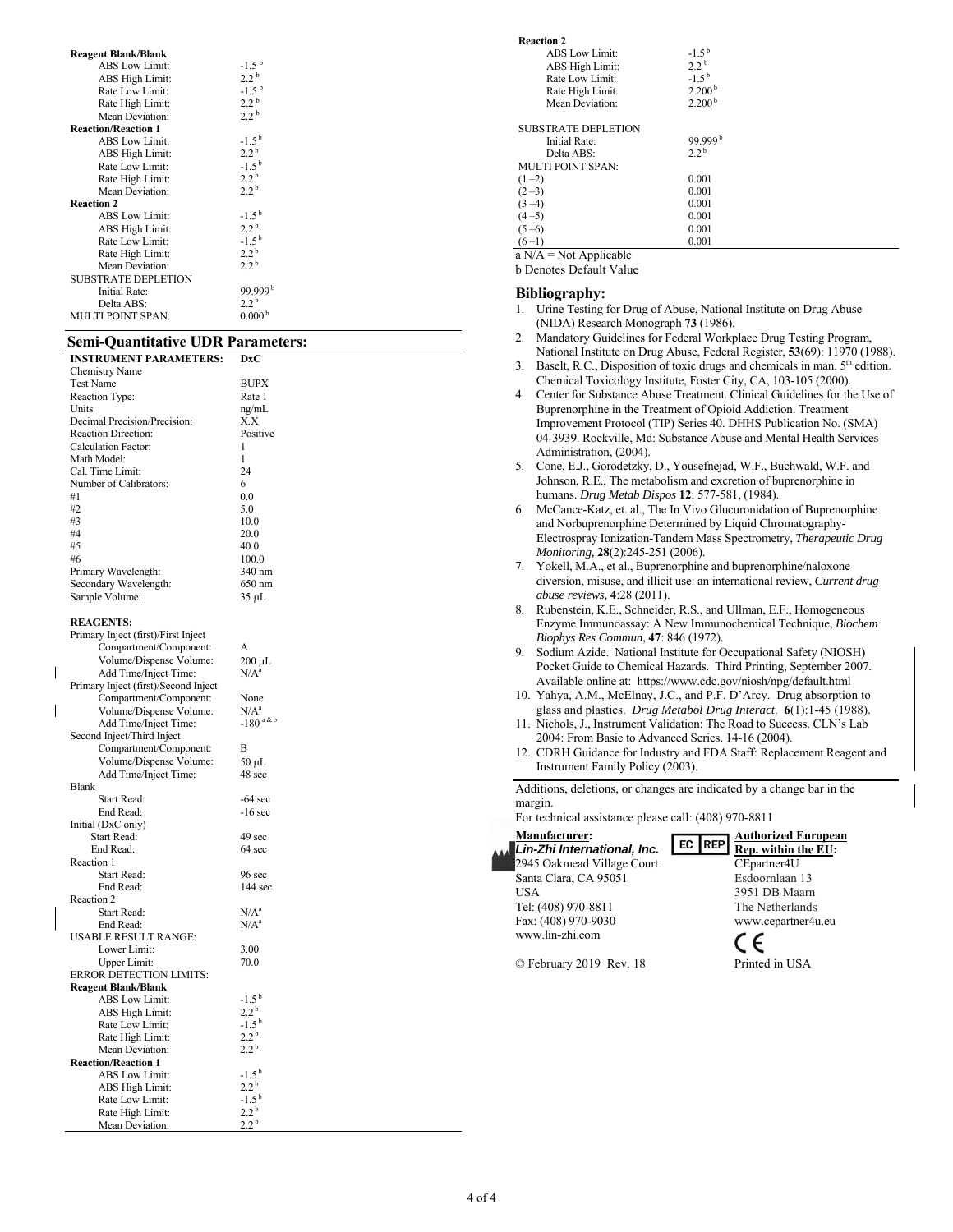| | |
|---|---|
| **Reagent Blank/Blank** | |
| ABS Low Limit: | -1.5 [b] |
| ABS High Limit: | 2.2 [b] |
| Rate Low Limit: | -1.5 [b] |
| Rate High Limit: | 2.2 [b] |
| Mean Deviation: | 2.2 [b] |
| **Reaction/Reaction 1** | |
| ABS Low Limit: | -1.5 [b] |
| ABS High Limit: | 2.2 [b] |
| Rate Low Limit: | -1.5 [b] |
| Rate High Limit: | 2.2 [b] |
| Mean Deviation: | 2.2 [b] |
| **Reaction 2** | |
| ABS Low Limit: | -1.5 [b] |
| ABS High Limit: | 2.2 [b] |
| Rate Low Limit: | -1.5 [b] |
| Rate High Limit: | 2.2 [b] |
| Mean Deviation: | 2.2 [b] |
| SUBSTRATE DEPLETION | |
| Initial Rate: | 99.999 [b] |
| Delta ABS: | 2.2 [b] |
| MULTI POINT SPAN: | 0.000 [b] |

## Semi-Quantitative UDR Parameters:

| INSTRUMENT PARAMETERS: | DxC |
|---|---|
| Chemistry Name | |
| Test Name | BUPX |
| Reaction Type: | Rate 1 |
| Units | ng/mL |
| Decimal Precision/Precision: | X.X |
| Reaction Direction: | Positive |
| Calculation Factor: | 1 |
| Math Model: | 1 |
| Cal. Time Limit: | 24 |
| Number of Calibrators: | 6 |
| #1 | 0.0 |
| #2 | 5.0 |
| #3 | 10.0 |
| #4 | 20.0 |
| #5 | 40.0 |
| #6 | 100.0 |
| Primary Wavelength: | 340 nm |
| Secondary Wavelength: | 650 nm |
| Sample Volume: | 35 µL |
| **REAGENTS:** | |
| Primary Inject (first)/First Inject | |
| Compartment/Component: | A |
| Volume/Dispense Volume: | 200 µL |
| Add Time/Inject Time: | N/A [a] |
| Primary Inject (first)/Second Inject | |
| Compartment/Component: | None |
| Volume/Dispense Volume: | N/A [a] |
| Add Time/Inject Time: | -180 [a & b] |
| Second Inject/Third Inject | |
| Compartment/Component: | B |
| Volume/Dispense Volume: | 50 µL |
| Add Time/Inject Time: | 48 sec |
| Blank | |
| Start Read: | -64 sec |
| End Read: | -16 sec |
| Initial (DxC only) | |
| Start Read: | 49 sec |
| End Read: | 64 sec |
| Reaction 1 | |
| Start Read: | 96 sec |
| End Read: | 144 sec |
| Reaction 2 | |
| Start Read: | N/A [a] |
| End Read: | N/A [a] |
| USABLE RESULT RANGE: | |
| Lower Limit: | 3.00 |
| Upper Limit: | 70.0 |
| ERROR DETECTION LIMITS: | |
| **Reagent Blank/Blank** | |
| ABS Low Limit: | -1.5 [b] |
| ABS High Limit: | 2.2 [b] |
| Rate Low Limit: | -1.5 [b] |
| Rate High Limit: | 2.2 [b] |
| Mean Deviation: | 2.2 [b] |
| **Reaction/Reaction 1** | |
| ABS Low Limit: | -1.5 [b] |
| ABS High Limit: | 2.2 [b] |
| Rate Low Limit: | -1.5 [b] |
| Rate High Limit: | 2.2 [b] |
| Mean Deviation: | 2.2 [b] |
| **Reaction 2** | |
| ABS Low Limit: | -1.5 [b] |
| ABS High Limit: | 2.2 [b] |
| Rate Low Limit: | -1.5 [b] |
| Rate High Limit: | 2.200 [b] |
| Mean Deviation: | 2.200 [b] |
| SUBSTRATE DEPLETION | |
| Initial Rate: | 99.999 [b] |
| Delta ABS: | 2.2 [b] |
| MULTI POINT SPAN: | |
| (1 –2) | 0.001 |
| (2 –3) | 0.001 |
| (3 –4) | 0.001 |
| (4 –5) | 0.001 |
| (5 –6) | 0.001 |
| (6 –1) | 0.001 |

a N/A = Not Applicable

b Denotes Default Value

## Bibliography:

1. Urine Testing for Drug of Abuse, National Institute on Drug Abuse (NIDA) Research Monograph **73** (1986).
2. Mandatory Guidelines for Federal Workplace Drug Testing Program, National Institute on Drug Abuse, Federal Register, **53**(69): 11970 (1988).
3. Baselt, R.C., Disposition of toxic drugs and chemicals in man. 5th edition. Chemical Toxicology Institute, Foster City, CA, 103-105 (2000).
4. Center for Substance Abuse Treatment. Clinical Guidelines for the Use of Buprenorphine in the Treatment of Opioid Addiction. Treatment Improvement Protocol (TIP) Series 40. DHHS Publication No. (SMA) 04-3939. Rockville, Md: Substance Abuse and Mental Health Services Administration, (2004).
5. Cone, E.J., Gorodetzky, D., Yousefnejad, W.F., Buchwald, W.F. and Johnson, R.E., The metabolism and excretion of buprenorphine in humans. *Drug Metab Dispos* **12**: 577-581, (1984).
6. McCance-Katz, et. al., The In Vivo Glucuronidation of Buprenorphine and Norbuprenorphine Determined by Liquid Chromatography-Electrospray Ionization-Tandem Mass Spectrometry, *Therapeutic Drug Monitoring,* **28**(2):245-251 (2006).
7. Yokell, M.A., et al., Buprenorphine and buprenorphine/naloxone diversion, misuse, and illicit use: an international review, *Current drug abuse reviews,* **4**:28 (2011).
8. Rubenstein, K.E., Schneider, R.S., and Ullman, E.F., Homogeneous Enzyme Immunoassay: A New Immunochemical Technique, *Biochem Biophys Res Commun*, **47**: 846 (1972).
9. Sodium Azide. National Institute for Occupational Safety (NIOSH) Pocket Guide to Chemical Hazards. Third Printing, September 2007. Available online at: https://www.cdc.gov/niosh/npg/default.html
10. Yahya, A.M., McElnay, J.C., and P.F. D'Arcy. Drug absorption to glass and plastics. *Drug Metabol Drug Interact*. **6**(1):1-45 (1988).
11. Nichols, J., Instrument Validation: The Road to Success. CLN's Lab 2004: From Basic to Advanced Series. 14-16 (2004).
12. CDRH Guidance for Industry and FDA Staff: Replacement Reagent and Instrument Family Policy (2003).

Additions, deletions, or changes are indicated by a change bar in the margin.

For technical assistance please call: (408) 970-8811

**Manufacturer:**
***Lin-Zhi International, Inc.***
2945 Oakmead Village Court
Santa Clara, CA 95051
USA
Tel: (408) 970-8811
Fax: (408) 970-9030
www.lin-zhi.com

EC REP **Authorized European Rep. within the EU:**
CEpartner4U
Esdoornlaan 13
3951 DB Maarn
The Netherlands
www.cepartner4u.eu

CE

© February 2019 Rev. 18

Printed in USA